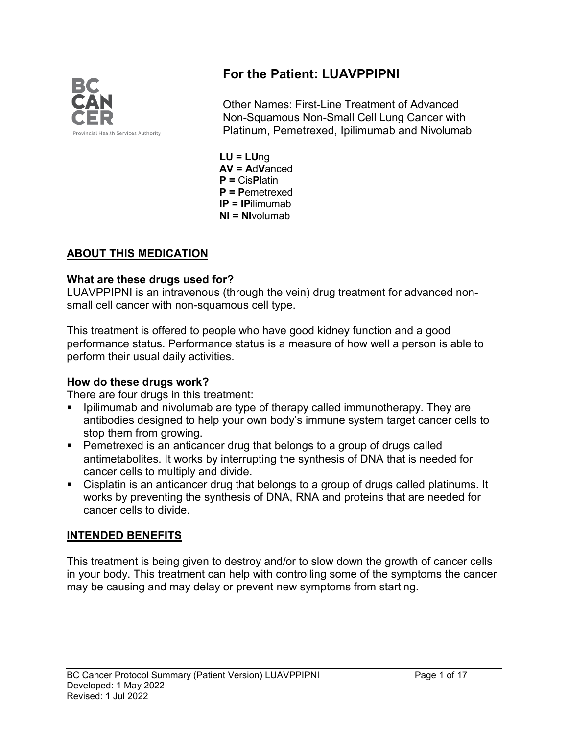# For the Patient: LUAVPPIPNI

Other Names: First-Line Treatment of Advanced Non-Squamous Non-Small Cell Lung Cancer with Platinum, Pemetrexed, Ipilimumab and Nivolumab

**LU = LU**ng
**AV = A**d**V**anced
**P =** Cis**P**latin
**P = P**emetrexed
**IP = IP**ilimumab
**NI = NI**volumab

## ABOUT THIS MEDICATION

### What are these drugs used for?

LUAVPPIPNI is an intravenous (through the vein) drug treatment for advanced non-small cell cancer with non-squamous cell type.

This treatment is offered to people who have good kidney function and a good performance status. Performance status is a measure of how well a person is able to perform their usual daily activities.

### How do these drugs work?

There are four drugs in this treatment:

- Ipilimumab and nivolumab are type of therapy called immunotherapy. They are antibodies designed to help your own body's immune system target cancer cells to stop them from growing.
- Pemetrexed is an anticancer drug that belongs to a group of drugs called antimetabolites. It works by interrupting the synthesis of DNA that is needed for cancer cells to multiply and divide.
- Cisplatin is an anticancer drug that belongs to a group of drugs called platinums. It works by preventing the synthesis of DNA, RNA and proteins that are needed for cancer cells to divide.

## INTENDED BENEFITS

This treatment is being given to destroy and/or to slow down the growth of cancer cells in your body. This treatment can help with controlling some of the symptoms the cancer may be causing and may delay or prevent new symptoms from starting.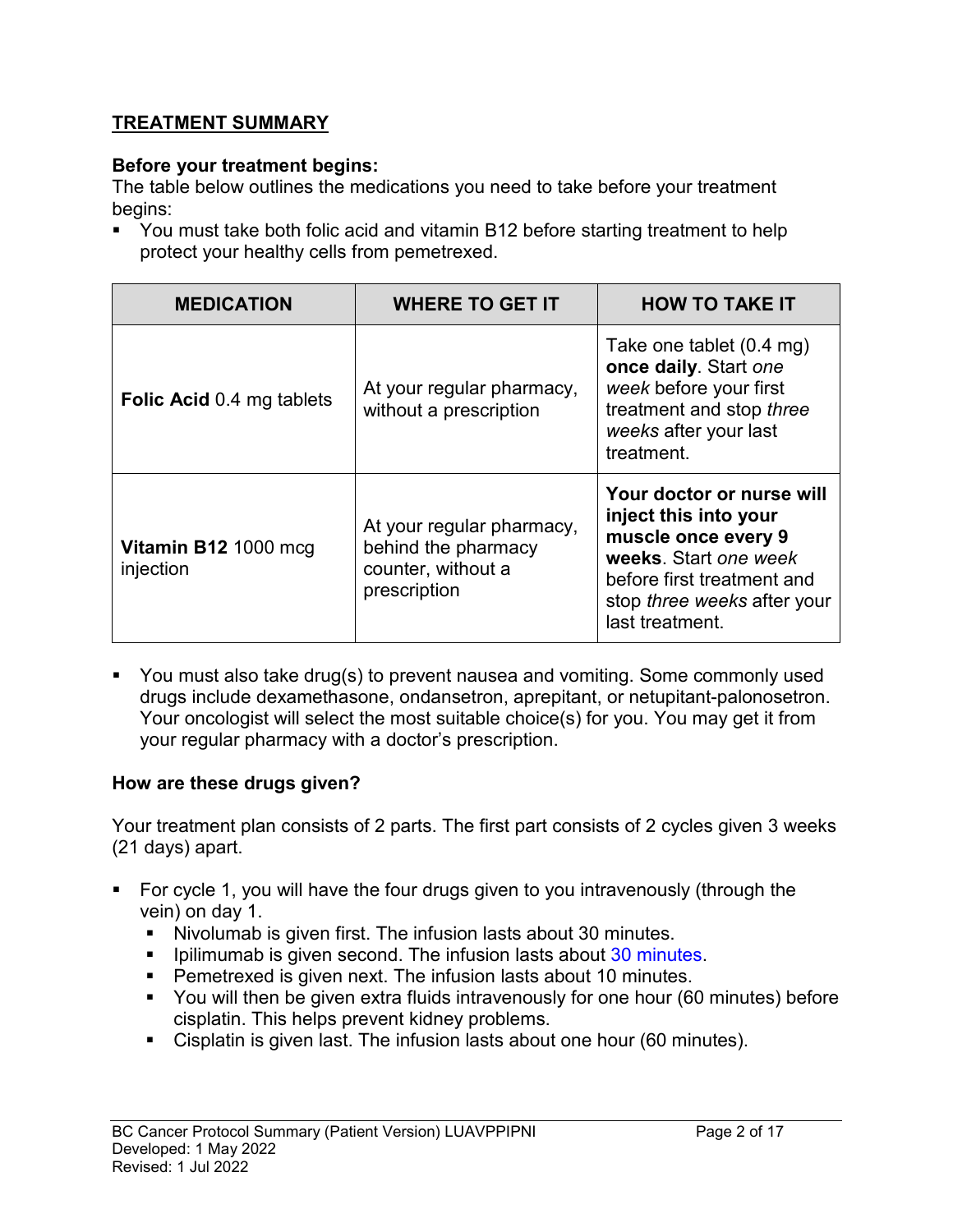## TREATMENT SUMMARY

**Before your treatment begins:**

The table below outlines the medications you need to take before your treatment begins:

- You must take both folic acid and vitamin B12 before starting treatment to help protect your healthy cells from pemetrexed.

| MEDICATION | WHERE TO GET IT | HOW TO TAKE IT |
|---|---|---|
| **Folic Acid** 0.4 mg tablets | At your regular pharmacy, without a prescription | Take one tablet (0.4 mg) **once daily**. Start *one week* before your first treatment and stop *three weeks* after your last treatment. |
| **Vitamin B12** 1000 mcg injection | At your regular pharmacy, behind the pharmacy counter, without a prescription | **Your doctor or nurse will inject this into your muscle once every 9 weeks**. Start *one week* before first treatment and stop *three weeks* after your last treatment. |

- You must also take drug(s) to prevent nausea and vomiting. Some commonly used drugs include dexamethasone, ondansetron, aprepitant, or netupitant-palonosetron. Your oncologist will select the most suitable choice(s) for you. You may get it from your regular pharmacy with a doctor's prescription.

**How are these drugs given?**

Your treatment plan consists of 2 parts. The first part consists of 2 cycles given 3 weeks (21 days) apart.

- For cycle 1, you will have the four drugs given to you intravenously (through the vein) on day 1.
  - Nivolumab is given first. The infusion lasts about 30 minutes.
  - Ipilimumab is given second. The infusion lasts about 30 minutes.
  - Pemetrexed is given next. The infusion lasts about 10 minutes.
  - You will then be given extra fluids intravenously for one hour (60 minutes) before cisplatin. This helps prevent kidney problems.
  - Cisplatin is given last. The infusion lasts about one hour (60 minutes).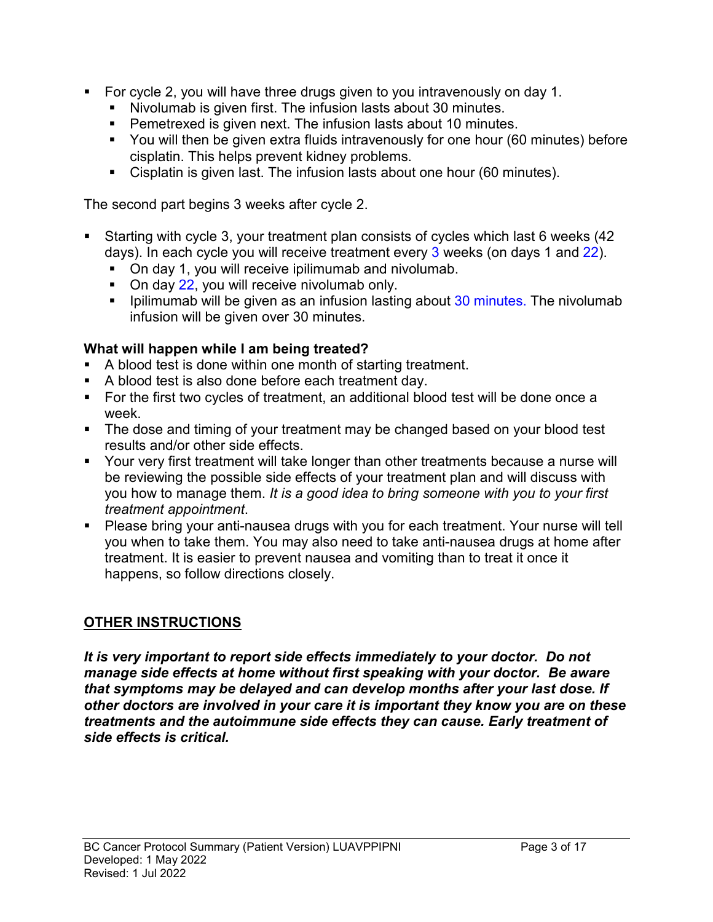- For cycle 2, you will have three drugs given to you intravenously on day 1.
  - Nivolumab is given first. The infusion lasts about 30 minutes.
  - Pemetrexed is given next. The infusion lasts about 10 minutes.
  - You will then be given extra fluids intravenously for one hour (60 minutes) before cisplatin. This helps prevent kidney problems.
  - Cisplatin is given last. The infusion lasts about one hour (60 minutes).

The second part begins 3 weeks after cycle 2.

- Starting with cycle 3, your treatment plan consists of cycles which last 6 weeks (42 days). In each cycle you will receive treatment every 3 weeks (on days 1 and 22).
  - On day 1, you will receive ipilimumab and nivolumab.
  - On day 22, you will receive nivolumab only.
  - Ipilimumab will be given as an infusion lasting about 30 minutes. The nivolumab infusion will be given over 30 minutes.

**What will happen while I am being treated?**

- A blood test is done within one month of starting treatment.
- A blood test is also done before each treatment day.
- For the first two cycles of treatment, an additional blood test will be done once a week.
- The dose and timing of your treatment may be changed based on your blood test results and/or other side effects.
- Your very first treatment will take longer than other treatments because a nurse will be reviewing the possible side effects of your treatment plan and will discuss with you how to manage them. *It is a good idea to bring someone with you to your first treatment appointment*.
- Please bring your anti-nausea drugs with you for each treatment. Your nurse will tell you when to take them. You may also need to take anti-nausea drugs at home after treatment. It is easier to prevent nausea and vomiting than to treat it once it happens, so follow directions closely.

## OTHER INSTRUCTIONS

***It is very important to report side effects immediately to your doctor. Do not manage side effects at home without first speaking with your doctor. Be aware that symptoms may be delayed and can develop months after your last dose. If other doctors are involved in your care it is important they know you are on these treatments and the autoimmune side effects they can cause. Early treatment of side effects is critical.***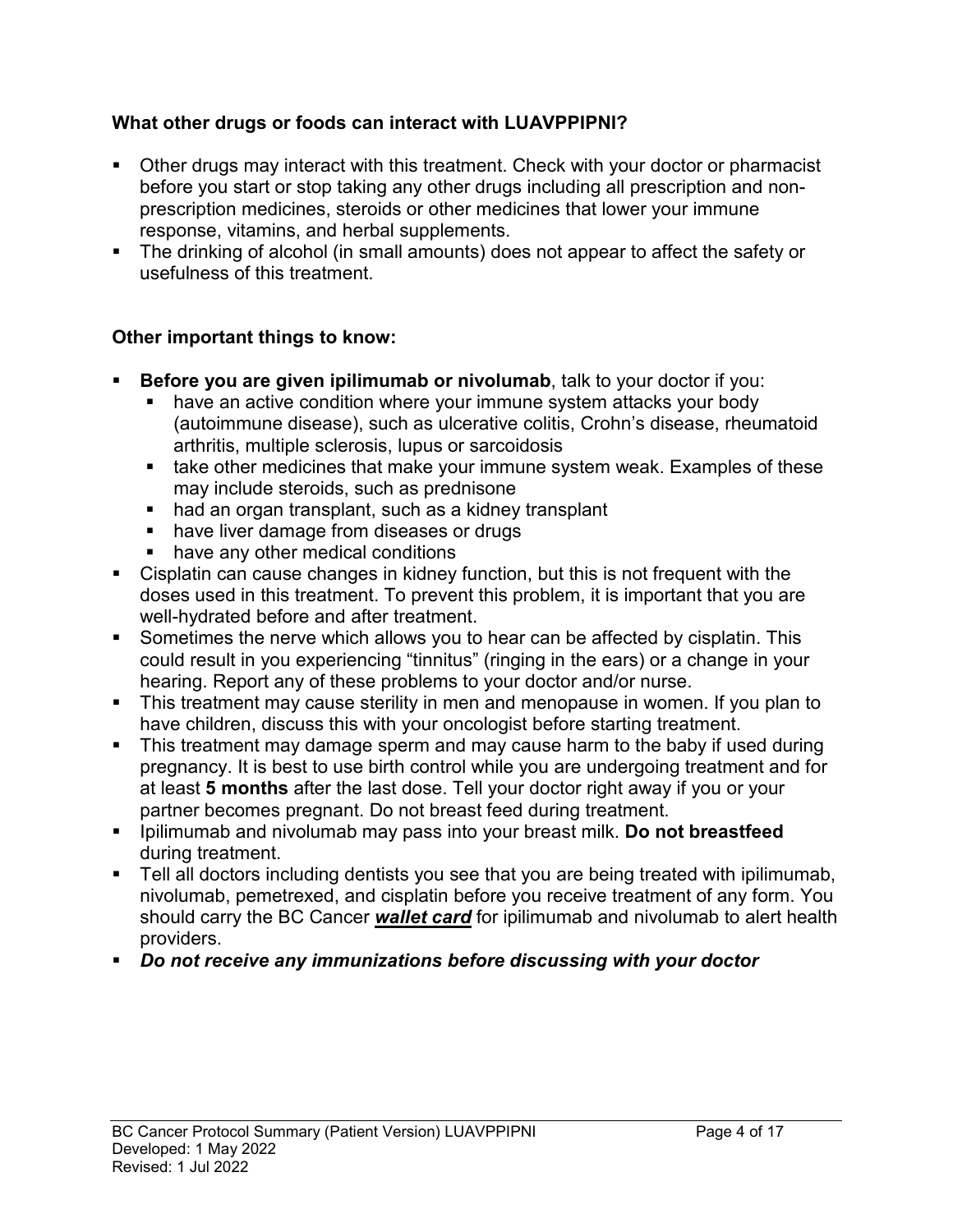### What other drugs or foods can interact with LUAVPPIPNI?

- Other drugs may interact with this treatment. Check with your doctor or pharmacist before you start or stop taking any other drugs including all prescription and non-prescription medicines, steroids or other medicines that lower your immune response, vitamins, and herbal supplements.
- The drinking of alcohol (in small amounts) does not appear to affect the safety or usefulness of this treatment.

### Other important things to know:

- **Before you are given ipilimumab or nivolumab**, talk to your doctor if you:
  - have an active condition where your immune system attacks your body (autoimmune disease), such as ulcerative colitis, Crohn's disease, rheumatoid arthritis, multiple sclerosis, lupus or sarcoidosis
  - take other medicines that make your immune system weak. Examples of these may include steroids, such as prednisone
  - had an organ transplant, such as a kidney transplant
  - have liver damage from diseases or drugs
  - have any other medical conditions
- Cisplatin can cause changes in kidney function, but this is not frequent with the doses used in this treatment. To prevent this problem, it is important that you are well-hydrated before and after treatment.
- Sometimes the nerve which allows you to hear can be affected by cisplatin. This could result in you experiencing "tinnitus" (ringing in the ears) or a change in your hearing. Report any of these problems to your doctor and/or nurse.
- This treatment may cause sterility in men and menopause in women. If you plan to have children, discuss this with your oncologist before starting treatment.
- This treatment may damage sperm and may cause harm to the baby if used during pregnancy. It is best to use birth control while you are undergoing treatment and for at least **5 months** after the last dose. Tell your doctor right away if you or your partner becomes pregnant. Do not breast feed during treatment.
- Ipilimumab and nivolumab may pass into your breast milk. **Do not breastfeed** during treatment.
- Tell all doctors including dentists you see that you are being treated with ipilimumab, nivolumab, pemetrexed, and cisplatin before you receive treatment of any form. You should carry the BC Cancer ***wallet card*** for ipilimumab and nivolumab to alert health providers.
- ***Do not receive any immunizations before discussing with your doctor***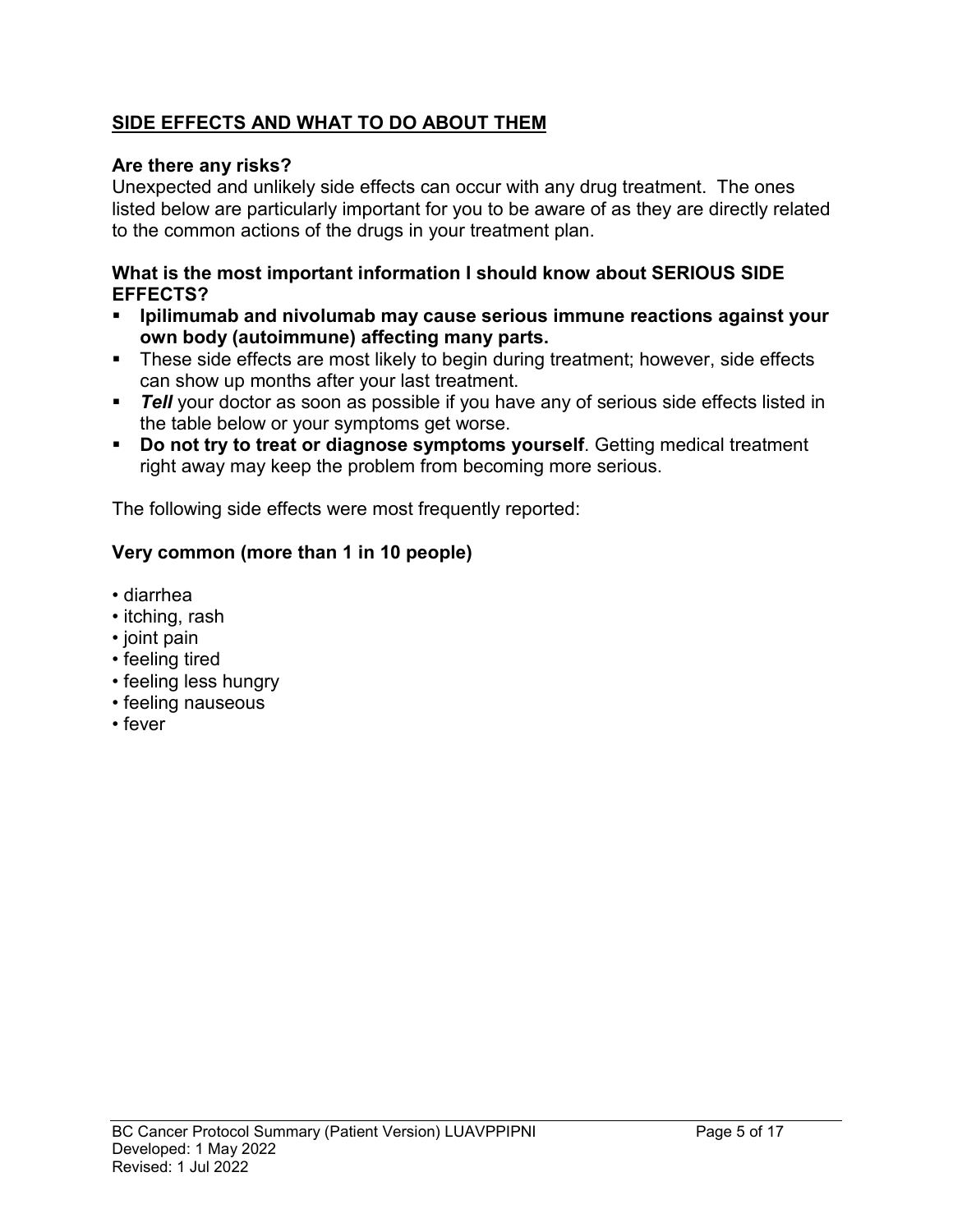## SIDE EFFECTS AND WHAT TO DO ABOUT THEM

**Are there any risks?**
Unexpected and unlikely side effects can occur with any drug treatment. The ones listed below are particularly important for you to be aware of as they are directly related to the common actions of the drugs in your treatment plan.

**What is the most important information I should know about SERIOUS SIDE EFFECTS?**

- **Ipilimumab and nivolumab may cause serious immune reactions against your own body (autoimmune) affecting many parts.**
- These side effects are most likely to begin during treatment; however, side effects can show up months after your last treatment.
- ***Tell*** your doctor as soon as possible if you have any of serious side effects listed in the table below or your symptoms get worse.
- **Do not try to treat or diagnose symptoms yourself**. Getting medical treatment right away may keep the problem from becoming more serious.

The following side effects were most frequently reported:

**Very common (more than 1 in 10 people)**

- diarrhea
- itching, rash
- joint pain
- feeling tired
- feeling less hungry
- feeling nauseous
- fever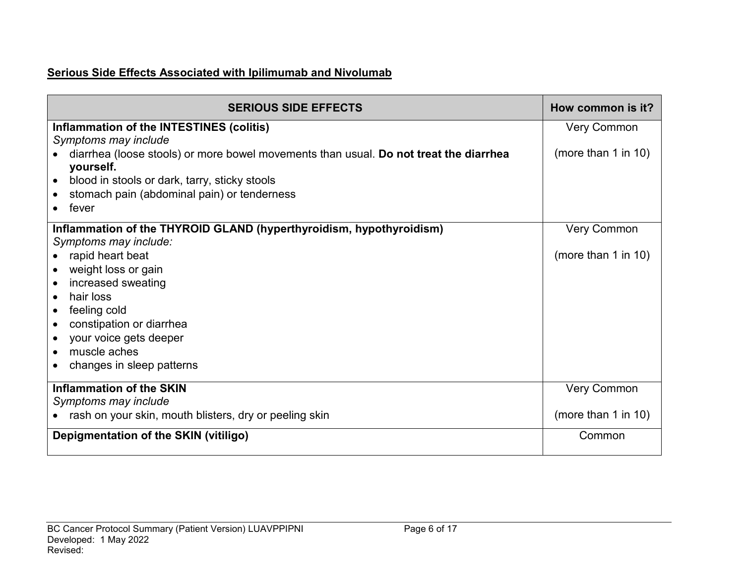**Serious Side Effects Associated with Ipilimumab and Nivolumab**

| SERIOUS SIDE EFFECTS | How common is it? |
|---|---|
| **Inflammation of the INTESTINES (colitis)**<br>*Symptoms may include*<br>• diarrhea (loose stools) or more bowel movements than usual. **Do not treat the diarrhea yourself.**<br>• blood in stools or dark, tarry, sticky stools<br>• stomach pain (abdominal pain) or tenderness<br>• fever | Very Common<br><br>(more than 1 in 10) |
| **Inflammation of the THYROID GLAND (hyperthyroidism, hypothyroidism)**<br>*Symptoms may include:*<br>• rapid heart beat<br>• weight loss or gain<br>• increased sweating<br>• hair loss<br>• feeling cold<br>• constipation or diarrhea<br>• your voice gets deeper<br>• muscle aches<br>• changes in sleep patterns | Very Common<br><br>(more than 1 in 10) |
| **Inflammation of the SKIN**<br>*Symptoms may include*<br>• rash on your skin, mouth blisters, dry or peeling skin | Very Common<br><br>(more than 1 in 10) |
| **Depigmentation of the SKIN (vitiligo)** | Common |

BC Cancer Protocol Summary (Patient Version) LUAVPPIPNI
Developed: 1 May 2022
Revised: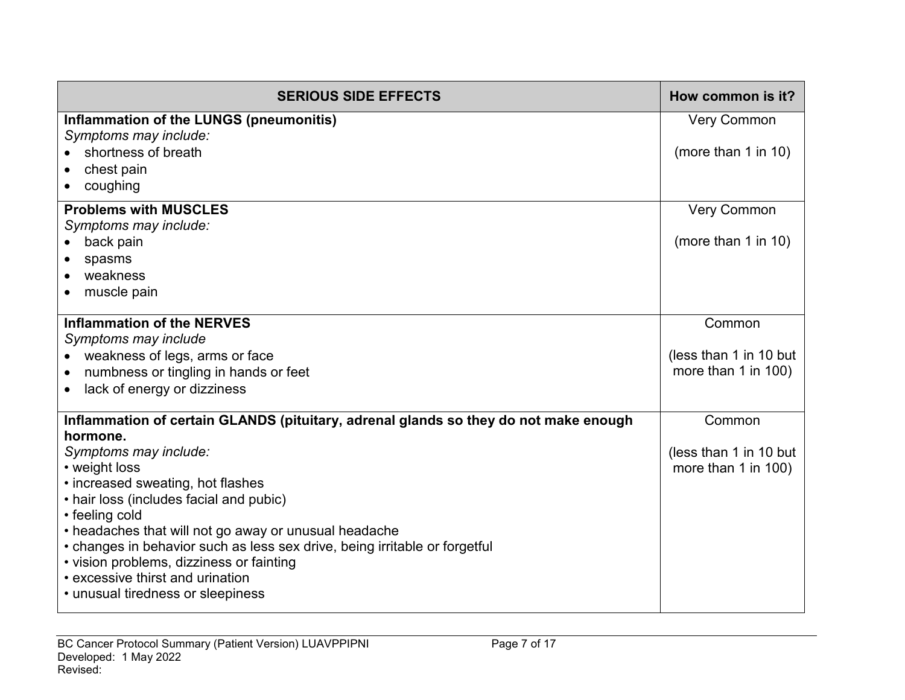| SERIOUS SIDE EFFECTS | How common is it? |
|---|---|
| **Inflammation of the LUNGS (pneumonitis)**<br>*Symptoms may include:*<br>• shortness of breath<br>• chest pain<br>• coughing | Very Common<br><br>(more than 1 in 10) |
| **Problems with MUSCLES**<br>*Symptoms may include:*<br>• back pain<br>• spasms<br>• weakness<br>• muscle pain | Very Common<br><br>(more than 1 in 10) |
| **Inflammation of the NERVES**<br>*Symptoms may include*<br>• weakness of legs, arms or face<br>• numbness or tingling in hands or feet<br>• lack of energy or dizziness | Common<br><br>(less than 1 in 10 but more than 1 in 100) |
| **Inflammation of certain GLANDS (pituitary, adrenal glands so they do not make enough hormone.**<br>*Symptoms may include:*<br>• weight loss<br>• increased sweating, hot flashes<br>• hair loss (includes facial and pubic)<br>• feeling cold<br>• headaches that will not go away or unusual headache<br>• changes in behavior such as less sex drive, being irritable or forgetful<br>• vision problems, dizziness or fainting<br>• excessive thirst and urination<br>• unusual tiredness or sleepiness | Common<br><br>(less than 1 in 10 but more than 1 in 100) |

BC Cancer Protocol Summary (Patient Version) LUAVPPIPNI
Developed: 1 May 2022
Revised: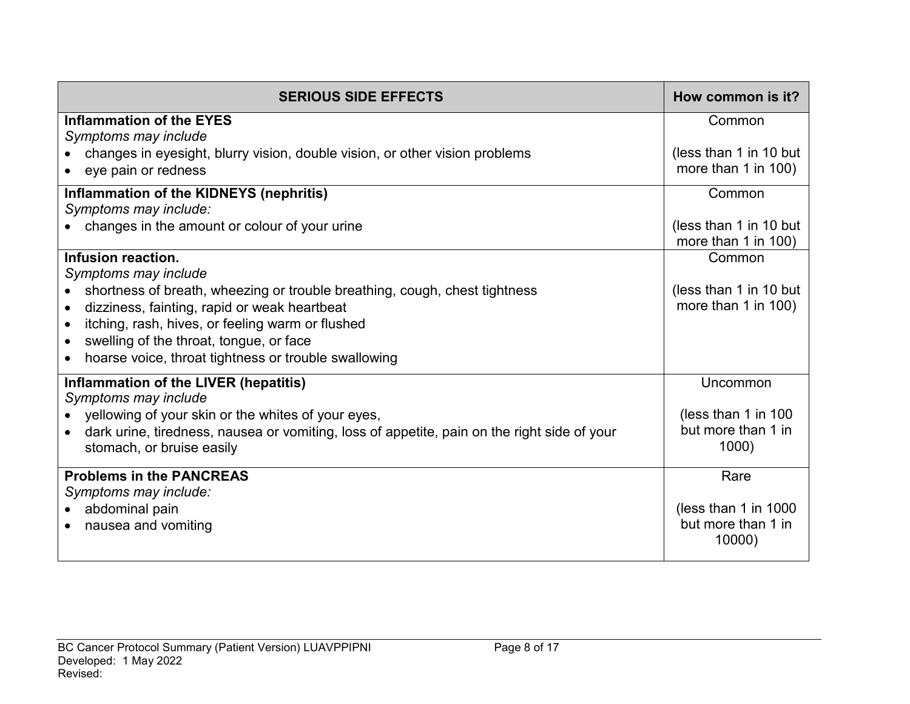| SERIOUS SIDE EFFECTS | How common is it? |
|---|---|
| **Inflammation of the EYES**<br>*Symptoms may include*<br>• changes in eyesight, blurry vision, double vision, or other vision problems<br>• eye pain or redness | Common<br><br>(less than 1 in 10 but more than 1 in 100) |
| **Inflammation of the KIDNEYS (nephritis)**<br>*Symptoms may include:*<br>• changes in the amount or colour of your urine | Common<br><br>(less than 1 in 10 but more than 1 in 100) |
| **Infusion reaction.**<br>*Symptoms may include*<br>• shortness of breath, wheezing or trouble breathing, cough, chest tightness<br>• dizziness, fainting, rapid or weak heartbeat<br>• itching, rash, hives, or feeling warm or flushed<br>• swelling of the throat, tongue, or face<br>• hoarse voice, throat tightness or trouble swallowing | Common<br><br>(less than 1 in 10 but more than 1 in 100) |
| **Inflammation of the LIVER (hepatitis)**<br>*Symptoms may include*<br>• yellowing of your skin or the whites of your eyes,<br>• dark urine, tiredness, nausea or vomiting, loss of appetite, pain on the right side of your stomach, or bruise easily | Uncommon<br><br>(less than 1 in 100 but more than 1 in 1000) |
| **Problems in the PANCREAS**<br>*Symptoms may include:*<br>• abdominal pain<br>• nausea and vomiting | Rare<br><br>(less than 1 in 1000 but more than 1 in 10000) |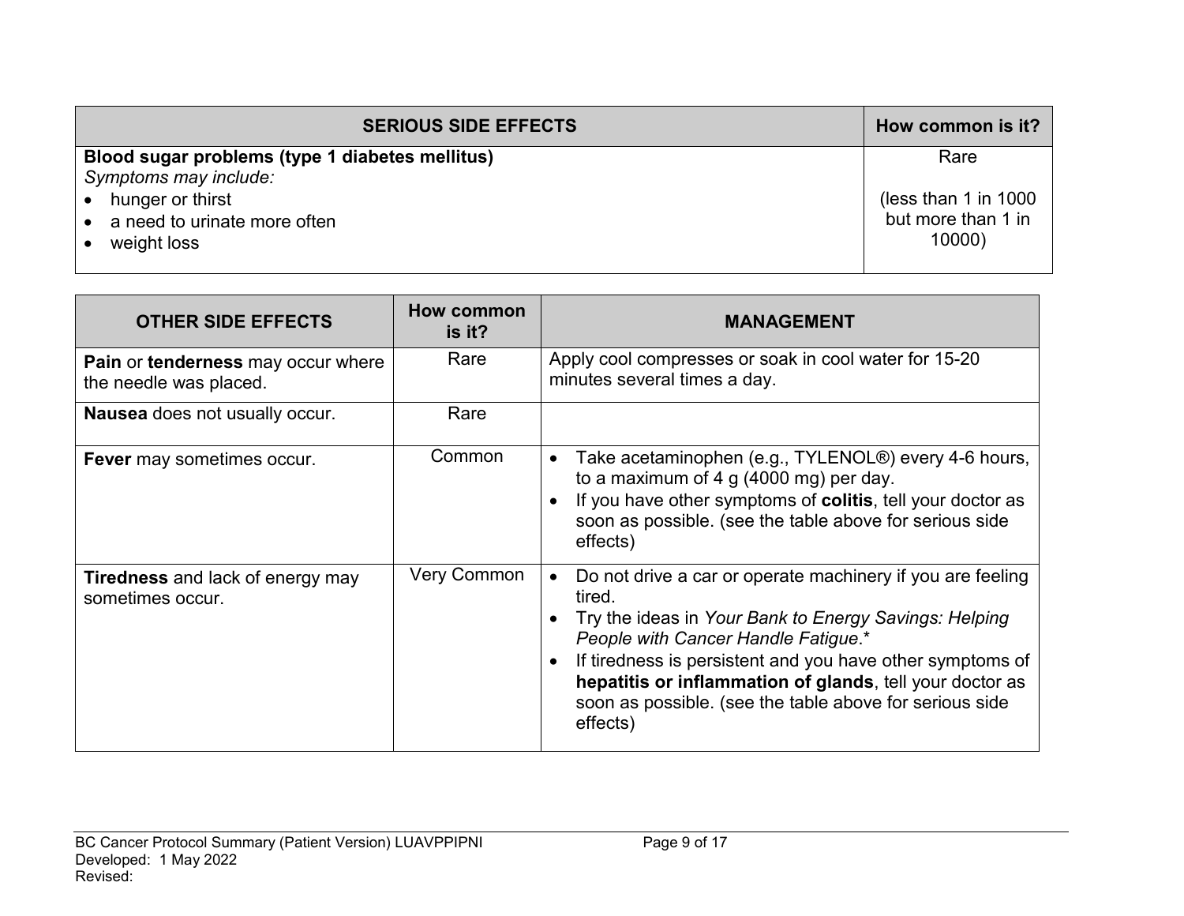| SERIOUS SIDE EFFECTS | How common is it? |
|---|---|
| **Blood sugar problems (type 1 diabetes mellitus)**<br>*Symptoms may include:*<br>• hunger or thirst<br>• a need to urinate more often<br>• weight loss | Rare<br><br>(less than 1 in 1000 but more than 1 in 10000) |

| OTHER SIDE EFFECTS | How common is it? | MANAGEMENT |
|---|---|---|
| **Pain** or **tenderness** may occur where the needle was placed. | Rare | Apply cool compresses or soak in cool water for 15-20 minutes several times a day. |
| **Nausea** does not usually occur. | Rare | |
| **Fever** may sometimes occur. | Common | • Take acetaminophen (e.g., TYLENOL®) every 4-6 hours, to a maximum of 4 g (4000 mg) per day.<br>• If you have other symptoms of **colitis**, tell your doctor as soon as possible. (see the table above for serious side effects) |
| **Tiredness** and lack of energy may sometimes occur. | Very Common | • Do not drive a car or operate machinery if you are feeling tired.<br>• Try the ideas in *Your Bank to Energy Savings: Helping People with Cancer Handle Fatigue*.*<br>• If tiredness is persistent and you have other symptoms of **hepatitis or inflammation of glands**, tell your doctor as soon as possible. (see the table above for serious side effects) |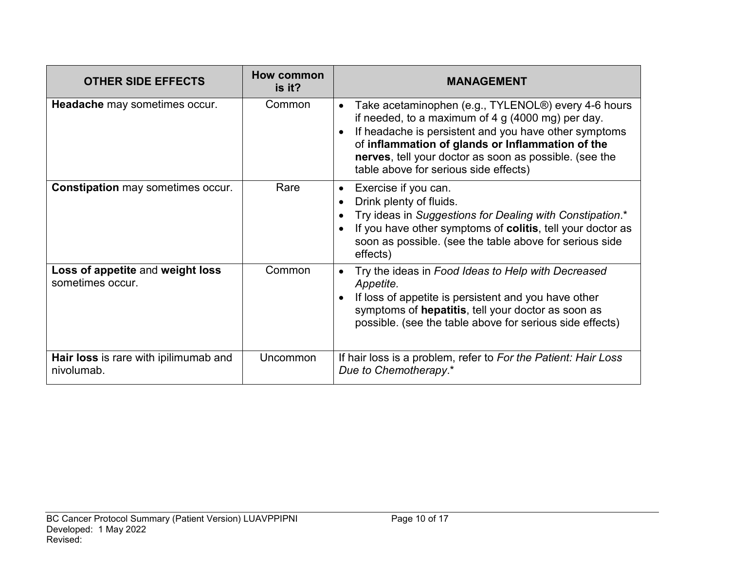| OTHER SIDE EFFECTS | How common is it? | MANAGEMENT |
|---|---|---|
| **Headache** may sometimes occur. | Common | • Take acetaminophen (e.g., TYLENOL®) every 4-6 hours if needed, to a maximum of 4 g (4000 mg) per day.<br>• If headache is persistent and you have other symptoms of **inflammation of glands or Inflammation of the nerves**, tell your doctor as soon as possible. (see the table above for serious side effects) |
| **Constipation** may sometimes occur. | Rare | • Exercise if you can.<br>• Drink plenty of fluids.<br>• Try ideas in *Suggestions for Dealing with Constipation*.*<br>• If you have other symptoms of **colitis**, tell your doctor as soon as possible. (see the table above for serious side effects) |
| **Loss of appetite** and **weight loss** sometimes occur. | Common | • Try the ideas in *Food Ideas to Help with Decreased Appetite.*<br>• If loss of appetite is persistent and you have other symptoms of **hepatitis**, tell your doctor as soon as possible. (see the table above for serious side effects) |
| **Hair loss** is rare with ipilimumab and nivolumab. | Uncommon | If hair loss is a problem, refer to *For the Patient: Hair Loss Due to Chemotherapy*.* |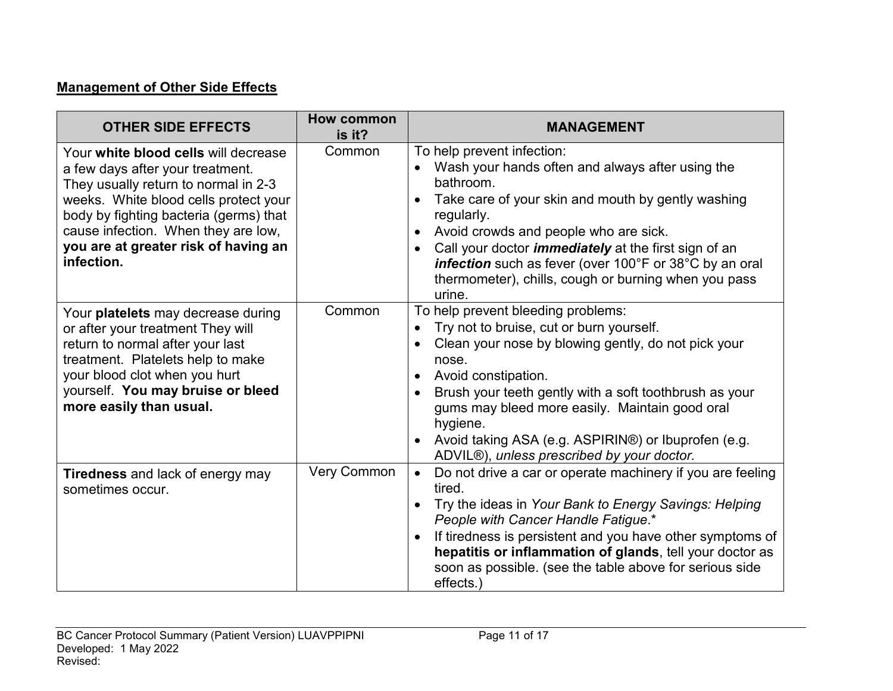**Management of Other Side Effects**

| OTHER SIDE EFFECTS | How common is it? | MANAGEMENT |
|---|---|---|
| Your **white blood cells** will decrease a few days after your treatment. They usually return to normal in 2-3 weeks. White blood cells protect your body by fighting bacteria (germs) that cause infection. When they are low, **you are at greater risk of having an infection.** | Common | To help prevent infection:<br>• Wash your hands often and always after using the bathroom.<br>• Take care of your skin and mouth by gently washing regularly.<br>• Avoid crowds and people who are sick.<br>• Call your doctor ***immediately*** at the first sign of an ***infection*** such as fever (over 100°F or 38°C by an oral thermometer), chills, cough or burning when you pass urine. |
| Your **platelets** may decrease during or after your treatment They will return to normal after your last treatment. Platelets help to make your blood clot when you hurt yourself. **You may bruise or bleed more easily than usual.** | Common | To help prevent bleeding problems:<br>• Try not to bruise, cut or burn yourself.<br>• Clean your nose by blowing gently, do not pick your nose.<br>• Avoid constipation.<br>• Brush your teeth gently with a soft toothbrush as your gums may bleed more easily. Maintain good oral hygiene.<br>• Avoid taking ASA (e.g. ASPIRIN®) or Ibuprofen (e.g. ADVIL®), *unless prescribed by your doctor.* |
| **Tiredness** and lack of energy may sometimes occur. | Very Common | • Do not drive a car or operate machinery if you are feeling tired.<br>• Try the ideas in *Your Bank to Energy Savings: Helping People with Cancer Handle Fatigue.*\*<br>• If tiredness is persistent and you have other symptoms of **hepatitis or inflammation of glands**, tell your doctor as soon as possible. (see the table above for serious side effects.) |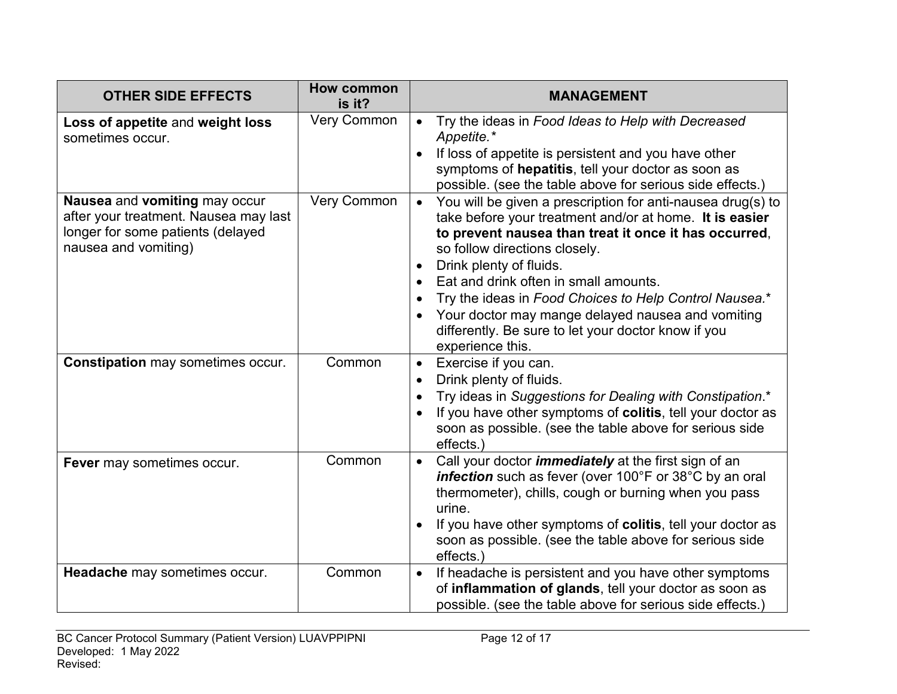| OTHER SIDE EFFECTS | How common is it? | MANAGEMENT |
|---|---|---|
| **Loss of appetite** and **weight loss** sometimes occur. | Very Common | • Try the ideas in *Food Ideas to Help with Decreased Appetite.**<br>• If loss of appetite is persistent and you have other symptoms of **hepatitis**, tell your doctor as soon as possible. (see the table above for serious side effects.) |
| **Nausea** and **vomiting** may occur after your treatment. Nausea may last longer for some patients (delayed nausea and vomiting) | Very Common | • You will be given a prescription for anti-nausea drug(s) to take before your treatment and/or at home. **It is easier to prevent nausea than treat it once it has occurred**, so follow directions closely.<br>• Drink plenty of fluids.<br>• Eat and drink often in small amounts.<br>• Try the ideas in *Food Choices to Help Control Nausea.**<br>• Your doctor may mange delayed nausea and vomiting differently. Be sure to let your doctor know if you experience this. |
| **Constipation** may sometimes occur. | Common | • Exercise if you can.<br>• Drink plenty of fluids.<br>• Try ideas in *Suggestions for Dealing with Constipation*.*<br>• If you have other symptoms of **colitis**, tell your doctor as soon as possible. (see the table above for serious side effects.) |
| **Fever** may sometimes occur. | Common | • Call your doctor ***immediately*** at the first sign of an ***infection*** such as fever (over 100°F or 38°C by an oral thermometer), chills, cough or burning when you pass urine.<br>• If you have other symptoms of **colitis**, tell your doctor as soon as possible. (see the table above for serious side effects.) |
| **Headache** may sometimes occur. | Common | • If headache is persistent and you have other symptoms of **inflammation of glands**, tell your doctor as soon as possible. (see the table above for serious side effects.) |

BC Cancer Protocol Summary (Patient Version) LUAVPPIPNI
Developed: 1 May 2022
Revised: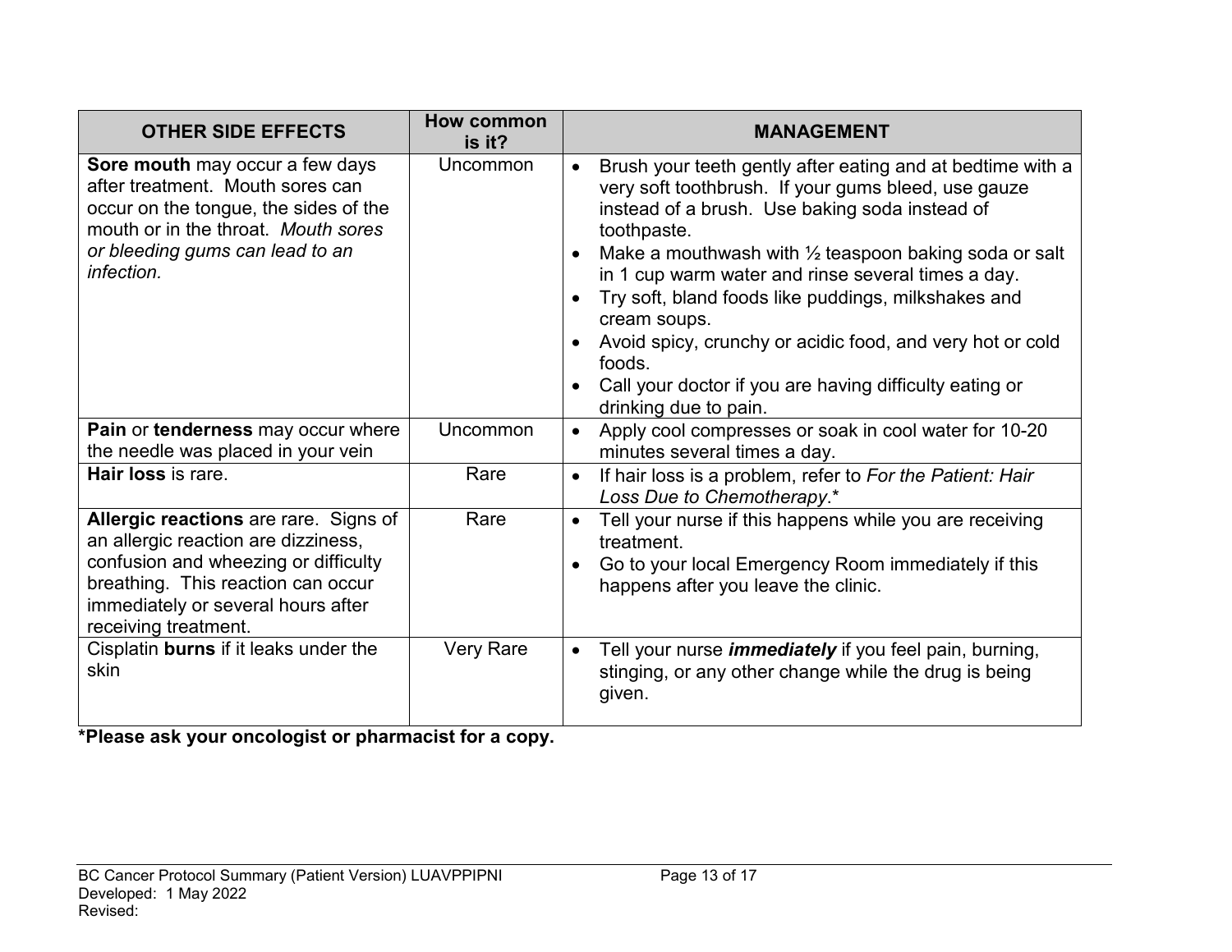| OTHER SIDE EFFECTS | How common is it? | MANAGEMENT |
|---|---|---|
| **Sore mouth** may occur a few days after treatment. Mouth sores can occur on the tongue, the sides of the mouth or in the throat. *Mouth sores or bleeding gums can lead to an infection.* | Uncommon | • Brush your teeth gently after eating and at bedtime with a very soft toothbrush. If your gums bleed, use gauze instead of a brush. Use baking soda instead of toothpaste.<br>• Make a mouthwash with ½ teaspoon baking soda or salt in 1 cup warm water and rinse several times a day.<br>• Try soft, bland foods like puddings, milkshakes and cream soups.<br>• Avoid spicy, crunchy or acidic food, and very hot or cold foods.<br>• Call your doctor if you are having difficulty eating or drinking due to pain. |
| **Pain** or **tenderness** may occur where the needle was placed in your vein | Uncommon | • Apply cool compresses or soak in cool water for 10-20 minutes several times a day. |
| **Hair loss** is rare. | Rare | • If hair loss is a problem, refer to *For the Patient: Hair Loss Due to Chemotherapy*.* |
| **Allergic reactions** are rare. Signs of an allergic reaction are dizziness, confusion and wheezing or difficulty breathing. This reaction can occur immediately or several hours after receiving treatment. | Rare | • Tell your nurse if this happens while you are receiving treatment.<br>• Go to your local Emergency Room immediately if this happens after you leave the clinic. |
| Cisplatin **burns** if it leaks under the skin | Very Rare | • Tell your nurse ***immediately*** if you feel pain, burning, stinging, or any other change while the drug is being given. |

**\*Please ask your oncologist or pharmacist for a copy.**

BC Cancer Protocol Summary (Patient Version) LUAVPPIPNI
Developed: 1 May 2022
Revised: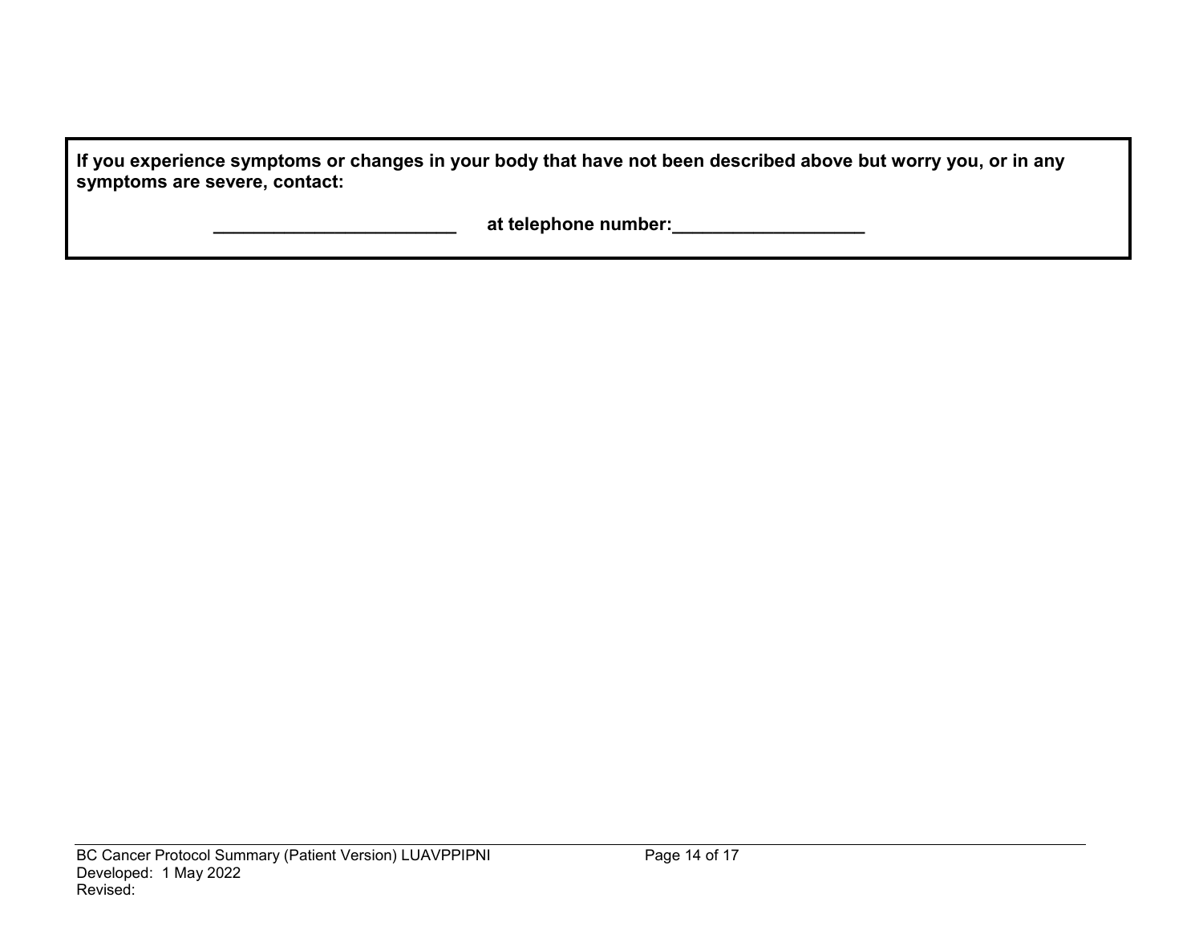**If you experience symptoms or changes in your body that have not been described above but worry you, or in any symptoms are severe, contact:**

**________________________ at telephone number:___________________**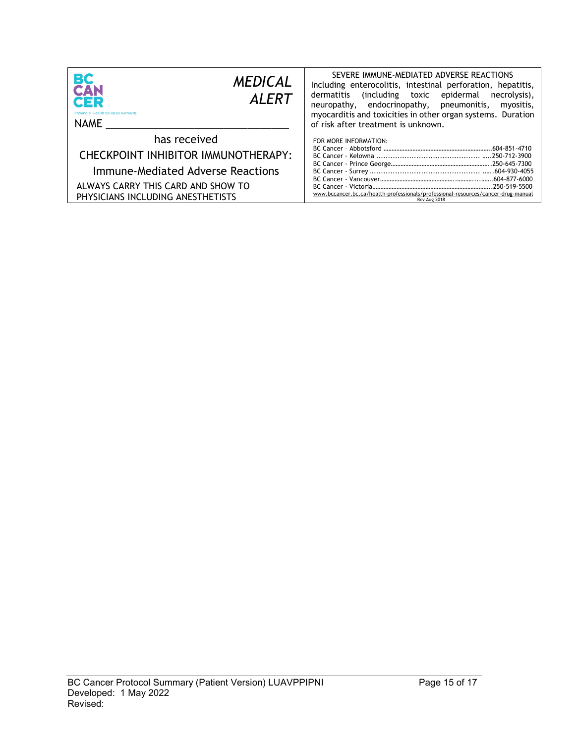BC CANCER
Provincial Health Services Authority

*MEDICAL ALERT*

NAME ________________________________

has received

CHECKPOINT INHIBITOR IMMUNOTHERAPY:

Immune-Mediated Adverse Reactions

ALWAYS CARRY THIS CARD AND SHOW TO PHYSICIANS INCLUDING ANESTHETISTS

SEVERE IMMUNE-MEDIATED ADVERSE REACTIONS

Including enterocolitis, intestinal perforation, hepatitis, dermatitis (including toxic epidermal necrolysis), neuropathy, endocrinopathy, pneumonitis, myositis, myocarditis and toxicities in other organ systems. Duration of risk after treatment is unknown.

FOR MORE INFORMATION:

BC Cancer – Abbotsford ........................................604-851-4710
BC Cancer - Kelowna ........................................250-712-3900
BC Cancer - Prince George........................................250-645-7300
BC Cancer - Surrey........................................604-930-4055
BC Cancer - Vancouver........................................604-877-6000
BC Cancer - Victoria........................................250-519-5500

www.bccancer.bc.ca/health-professionals/professional-resources/cancer-drug-manual

Rev Aug 2018

BC Cancer Protocol Summary (Patient Version) LUAVPPIPNI
Developed: 1 May 2022
Revised: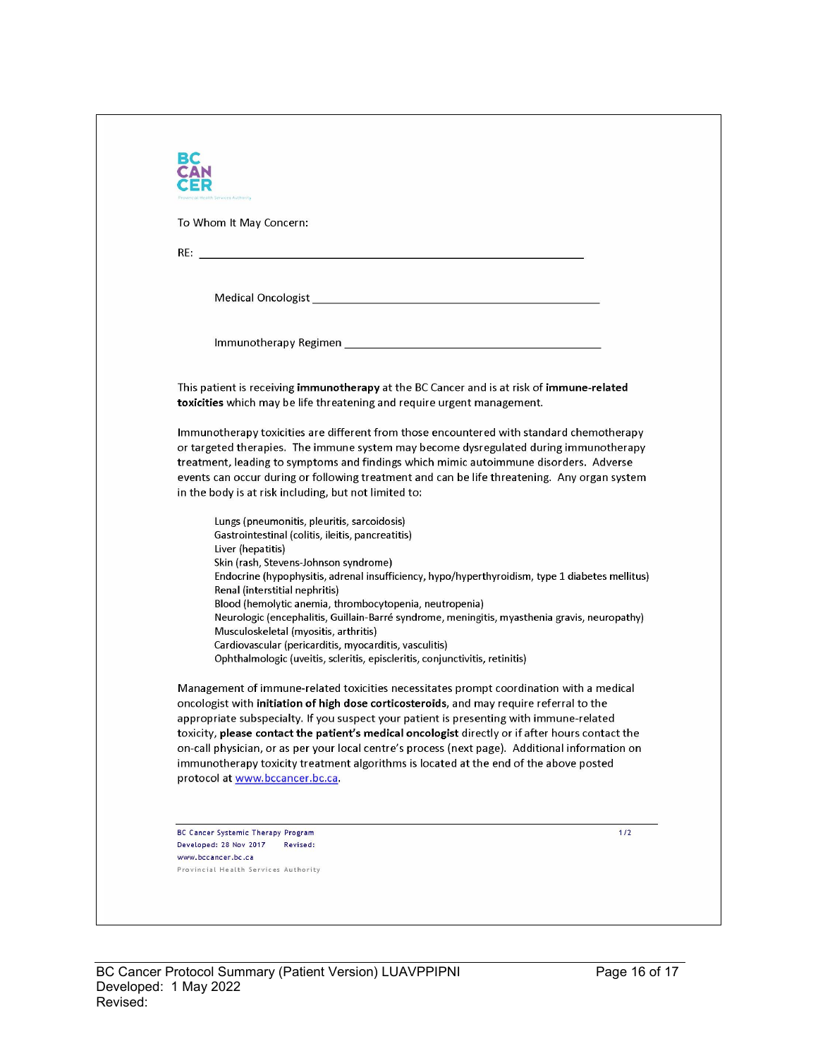BC CANCER

To Whom It May Concern:

RE: ___________________________________________________________

Medical Oncologist _______________________________________________

Immunotherapy Regimen ___________________________________________

This patient is receiving **immunotherapy** at the BC Cancer and is at risk of **immune-related toxicities** which may be life threatening and require urgent management.

Immunotherapy toxicities are different from those encountered with standard chemotherapy or targeted therapies. The immune system may become dysregulated during immunotherapy treatment, leading to symptoms and findings which mimic autoimmune disorders. Adverse events can occur during or following treatment and can be life threatening. Any organ system in the body is at risk including, but not limited to:

- Lungs (pneumonitis, pleuritis, sarcoidosis)
- Gastrointestinal (colitis, ileitis, pancreatitis)
- Liver (hepatitis)
- Skin (rash, Stevens-Johnson syndrome)
- Endocrine (hypophysitis, adrenal insufficiency, hypo/hyperthyroidism, type 1 diabetes mellitus)
- Renal (interstitial nephritis)
- Blood (hemolytic anemia, thrombocytopenia, neutropenia)
- Neurologic (encephalitis, Guillain-Barré syndrome, meningitis, myasthenia gravis, neuropathy)
- Musculoskeletal (myositis, arthritis)
- Cardiovascular (pericarditis, myocarditis, vasculitis)
- Ophthalmologic (uveitis, scleritis, episcleritis, conjunctivitis, retinitis)

Management of immune-related toxicities necessitates prompt coordination with a medical oncologist with **initiation of high dose corticosteroids**, and may require referral to the appropriate subspecialty. If you suspect your patient is presenting with immune-related toxicity, **please contact the patient's medical oncologist** directly or if after hours contact the on-call physician, or as per your local centre's process (next page). Additional information on immunotherapy toxicity treatment algorithms is located at the end of the above posted protocol at www.bccancer.bc.ca.

BC Cancer Systemic Therapy Program
Developed: 28 Nov 2017 Revised:
www.bccancer.bc.ca
Provincial Health Services Authority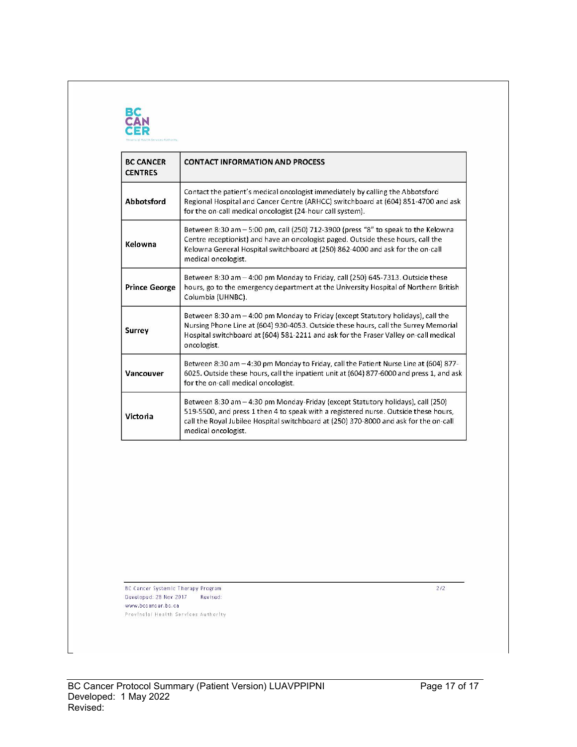| BC CANCER CENTRES | CONTACT INFORMATION AND PROCESS |
|---|---|
| Abbotsford | Contact the patient's medical oncologist immediately by calling the Abbotsford Regional Hospital and Cancer Centre (ARHCC) switchboard at (604) 851-4700 and ask for the on-call medical oncologist (24-hour call system). |
| Kelowna | Between 8:30 am – 5:00 pm, call (250) 712-3900 (press "8" to speak to the Kelowna Centre receptionist) and have an oncologist paged. Outside these hours, call the Kelowna General Hospital switchboard at (250) 862-4000 and ask for the on-call medical oncologist. |
| Prince George | Between 8:30 am – 4:00 pm Monday to Friday, call (250) 645-7313. Outside these hours, go to the emergency department at the University Hospital of Northern British Columbia (UHNBC). |
| Surrey | Between 8:30 am – 4:00 pm Monday to Friday (except Statutory holidays), call the Nursing Phone Line at (604) 930-4053. Outside these hours, call the Surrey Memorial Hospital switchboard at (604) 581-2211 and ask for the Fraser Valley on-call medical oncologist. |
| Vancouver | Between 8:30 am – 4:30 pm Monday to Friday, call the Patient Nurse Line at (604) 877-6025. Outside these hours, call the inpatient unit at (604) 877-6000 and press 1, and ask for the on-call medical oncologist. |
| Victoria | Between 8:30 am – 4:30 pm Monday-Friday (except Statutory holidays), call (250) 519-5500, and press 1 then 4 to speak with a registered nurse. Outside these hours, call the Royal Jubilee Hospital switchboard at (250) 370-8000 and ask for the on-call medical oncologist. |

BC Cancer Systemic Therapy Program
Developed: 28 Nov 2017 Revised:
www.bccancer.bc.ca
Provincial Health Services Authority